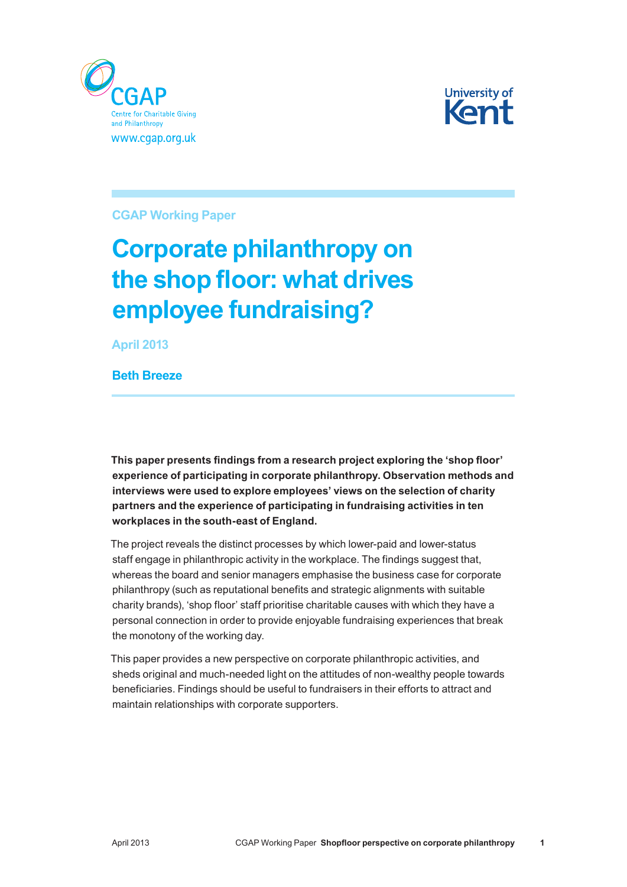CGAP

Centre for Charitable Giving and Philanthropy

www.cgap.org.uk

University of Kent

CGAP Working Paper

# Corporate philanthropy on the shop floor: what drives employee fundraising?

April 2013

**Beth Breeze**

**This paper presents findings from a research project exploring the 'shop floor' experience of participating in corporate philanthropy. Observation methods and interviews were used to explore employees' views on the selection of charity partners and the experience of participating in fundraising activities in ten workplaces in the south-east of England.**

The project reveals the distinct processes by which lower-paid and lower-status staff engage in philanthropic activity in the workplace. The findings suggest that, whereas the board and senior managers emphasise the business case for corporate philanthropy (such as reputational benefits and strategic alignments with suitable charity brands), 'shop floor' staff prioritise charitable causes with which they have a personal connection in order to provide enjoyable fundraising experiences that break the monotony of the working day.

This paper provides a new perspective on corporate philanthropic activities, and sheds original and much-needed light on the attitudes of non-wealthy people towards beneficiaries. Findings should be useful to fundraisers in their efforts to attract and maintain relationships with corporate supporters.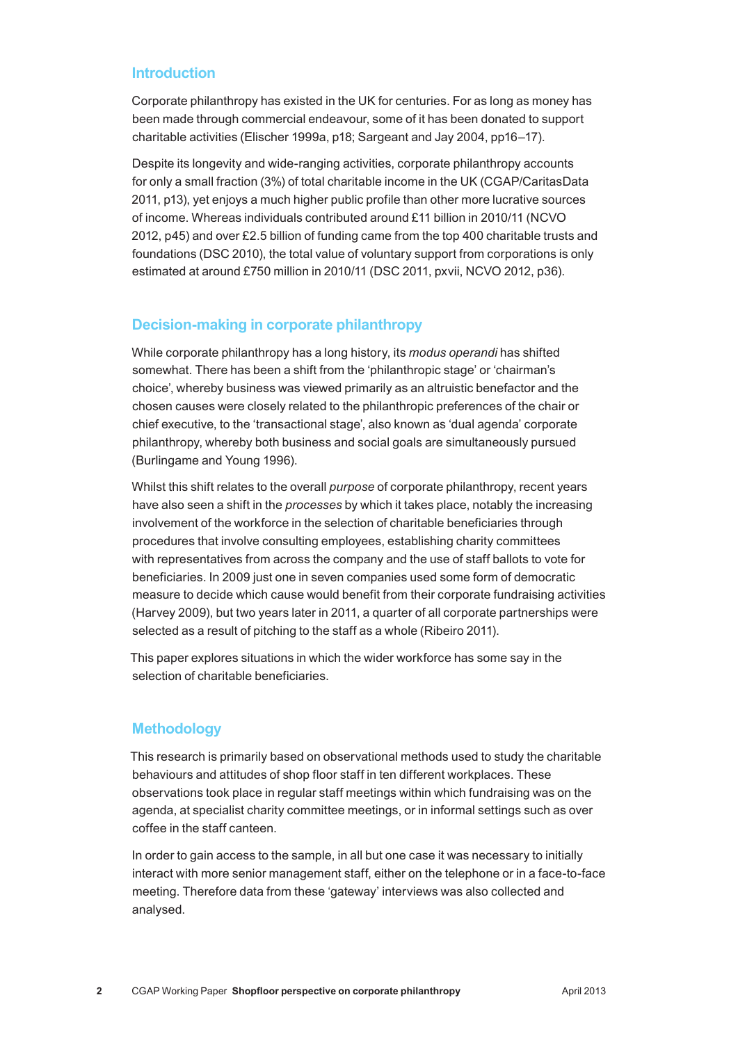## Introduction

Corporate philanthropy has existed in the UK for centuries. For as long as money has been made through commercial endeavour, some of it has been donated to support charitable activities (Elischer 1999a, p18; Sargeant and Jay 2004, pp16–17).

Despite its longevity and wide-ranging activities, corporate philanthropy accounts for only a small fraction (3%) of total charitable income in the UK (CGAP/CaritasData 2011, p13), yet enjoys a much higher public profile than other more lucrative sources of income. Whereas individuals contributed around £11 billion in 2010/11 (NCVO 2012, p45) and over £2.5 billion of funding came from the top 400 charitable trusts and foundations (DSC 2010), the total value of voluntary support from corporations is only estimated at around £750 million in 2010/11 (DSC 2011, pxvii, NCVO 2012, p36).

## Decision-making in corporate philanthropy

While corporate philanthropy has a long history, its *modus operandi* has shifted somewhat. There has been a shift from the 'philanthropic stage' or 'chairman's choice', whereby business was viewed primarily as an altruistic benefactor and the chosen causes were closely related to the philanthropic preferences of the chair or chief executive, to the 'transactional stage', also known as 'dual agenda' corporate philanthropy, whereby both business and social goals are simultaneously pursued (Burlingame and Young 1996).

Whilst this shift relates to the overall *purpose* of corporate philanthropy, recent years have also seen a shift in the *processes* by which it takes place, notably the increasing involvement of the workforce in the selection of charitable beneficiaries through procedures that involve consulting employees, establishing charity committees with representatives from across the company and the use of staff ballots to vote for beneficiaries. In 2009 just one in seven companies used some form of democratic measure to decide which cause would benefit from their corporate fundraising activities (Harvey 2009), but two years later in 2011, a quarter of all corporate partnerships were selected as a result of pitching to the staff as a whole (Ribeiro 2011).

This paper explores situations in which the wider workforce has some say in the selection of charitable beneficiaries.

## Methodology

This research is primarily based on observational methods used to study the charitable behaviours and attitudes of shop floor staff in ten different workplaces. These observations took place in regular staff meetings within which fundraising was on the agenda, at specialist charity committee meetings, or in informal settings such as over coffee in the staff canteen.

In order to gain access to the sample, in all but one case it was necessary to initially interact with more senior management staff, either on the telephone or in a face-to-face meeting. Therefore data from these 'gateway' interviews was also collected and analysed.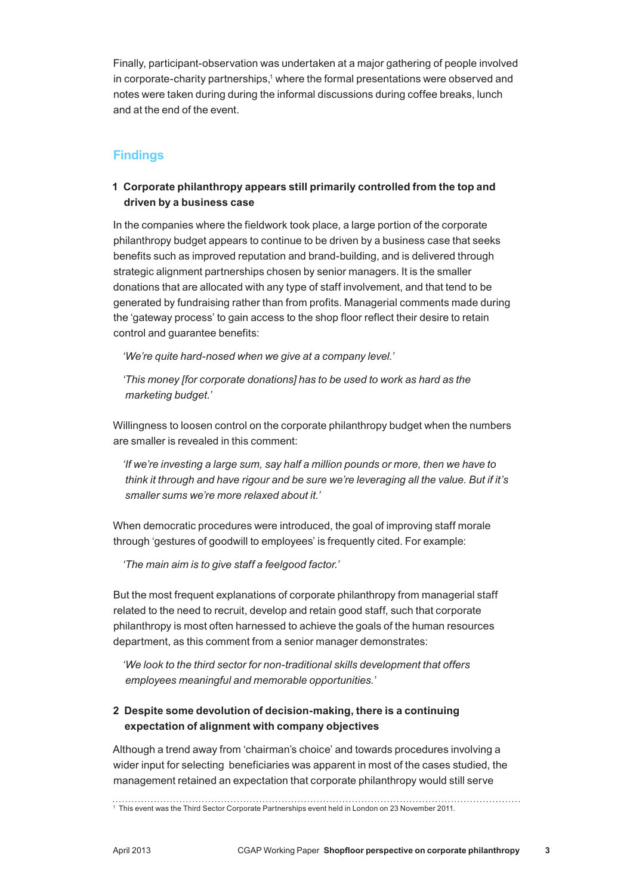Finally, participant-observation was undertaken at a major gathering of people involved in corporate-charity partnerships,[1] where the formal presentations were observed and notes were taken during during the informal discussions during coffee breaks, lunch and at the end of the event.

## Findings

### 1 Corporate philanthropy appears still primarily controlled from the top and driven by a business case

In the companies where the fieldwork took place, a large portion of the corporate philanthropy budget appears to continue to be driven by a business case that seeks benefits such as improved reputation and brand-building, and is delivered through strategic alignment partnerships chosen by senior managers. It is the smaller donations that are allocated with any type of staff involvement, and that tend to be generated by fundraising rather than from profits. Managerial comments made during the 'gateway process' to gain access to the shop floor reflect their desire to retain control and guarantee benefits:

> *'We're quite hard-nosed when we give at a company level.'*

> *'This money [for corporate donations] has to be used to work as hard as the marketing budget.'*

Willingness to loosen control on the corporate philanthropy budget when the numbers are smaller is revealed in this comment:

> *'If we're investing a large sum, say half a million pounds or more, then we have to think it through and have rigour and be sure we're leveraging all the value. But if it's smaller sums we're more relaxed about it.'*

When democratic procedures were introduced, the goal of improving staff morale through 'gestures of goodwill to employees' is frequently cited. For example:

> *'The main aim is to give staff a feelgood factor.'*

But the most frequent explanations of corporate philanthropy from managerial staff related to the need to recruit, develop and retain good staff, such that corporate philanthropy is most often harnessed to achieve the goals of the human resources department, as this comment from a senior manager demonstrates:

> *'We look to the third sector for non-traditional skills development that offers employees meaningful and memorable opportunities.'*

### 2 Despite some devolution of decision-making, there is a continuing expectation of alignment with company objectives

Although a trend away from 'chairman's choice' and towards procedures involving a wider input for selecting beneficiaries was apparent in most of the cases studied, the management retained an expectation that corporate philanthropy would still serve

---

[1] This event was the Third Sector Corporate Partnerships event held in London on 23 November 2011.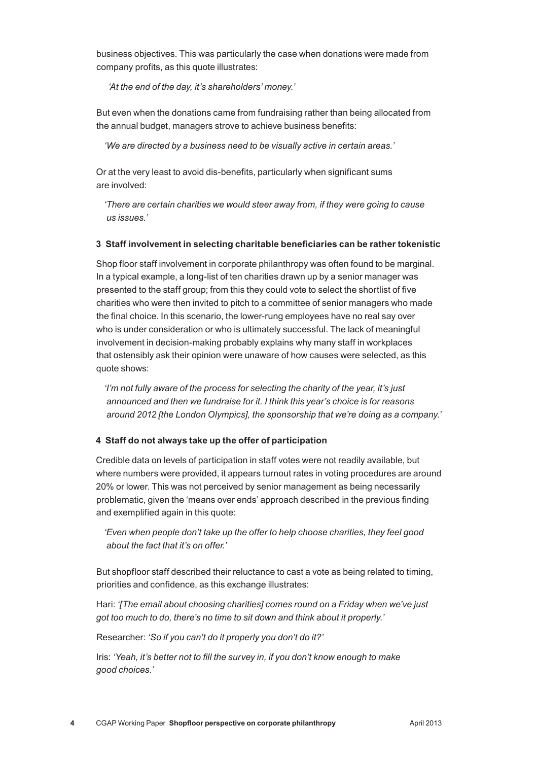business objectives. This was particularly the case when donations were made from company profits, as this quote illustrates:

> *'At the end of the day, it's shareholders' money.'*

But even when the donations came from fundraising rather than being allocated from the annual budget, managers strove to achieve business benefits:

> *'We are directed by a business need to be visually active in certain areas.'*

Or at the very least to avoid dis-benefits, particularly when significant sums are involved:

> *'There are certain charities we would steer away from, if they were going to cause us issues.'*

### 3 Staff involvement in selecting charitable beneficiaries can be rather tokenistic

Shop floor staff involvement in corporate philanthropy was often found to be marginal. In a typical example, a long-list of ten charities drawn up by a senior manager was presented to the staff group; from this they could vote to select the shortlist of five charities who were then invited to pitch to a committee of senior managers who made the final choice. In this scenario, the lower-rung employees have no real say over who is under consideration or who is ultimately successful. The lack of meaningful involvement in decision-making probably explains why many staff in workplaces that ostensibly ask their opinion were unaware of how causes were selected, as this quote shows:

> *'I'm not fully aware of the process for selecting the charity of the year, it's just announced and then we fundraise for it. I think this year's choice is for reasons around 2012 [the London Olympics], the sponsorship that we're doing as a company.'*

### 4 Staff do not always take up the offer of participation

Credible data on levels of participation in staff votes were not readily available, but where numbers were provided, it appears turnout rates in voting procedures are around 20% or lower. This was not perceived by senior management as being necessarily problematic, given the 'means over ends' approach described in the previous finding and exemplified again in this quote:

> *'Even when people don't take up the offer to help choose charities, they feel good about the fact that it's on offer.'*

But shopfloor staff described their reluctance to cast a vote as being related to timing, priorities and confidence, as this exchange illustrates:

Hari: *'[The email about choosing charities] comes round on a Friday when we've just got too much to do, there's no time to sit down and think about it properly.'*

Researcher: *'So if you can't do it properly you don't do it?'*

Iris: *'Yeah, it's better not to fill the survey in, if you don't know enough to make good choices.'*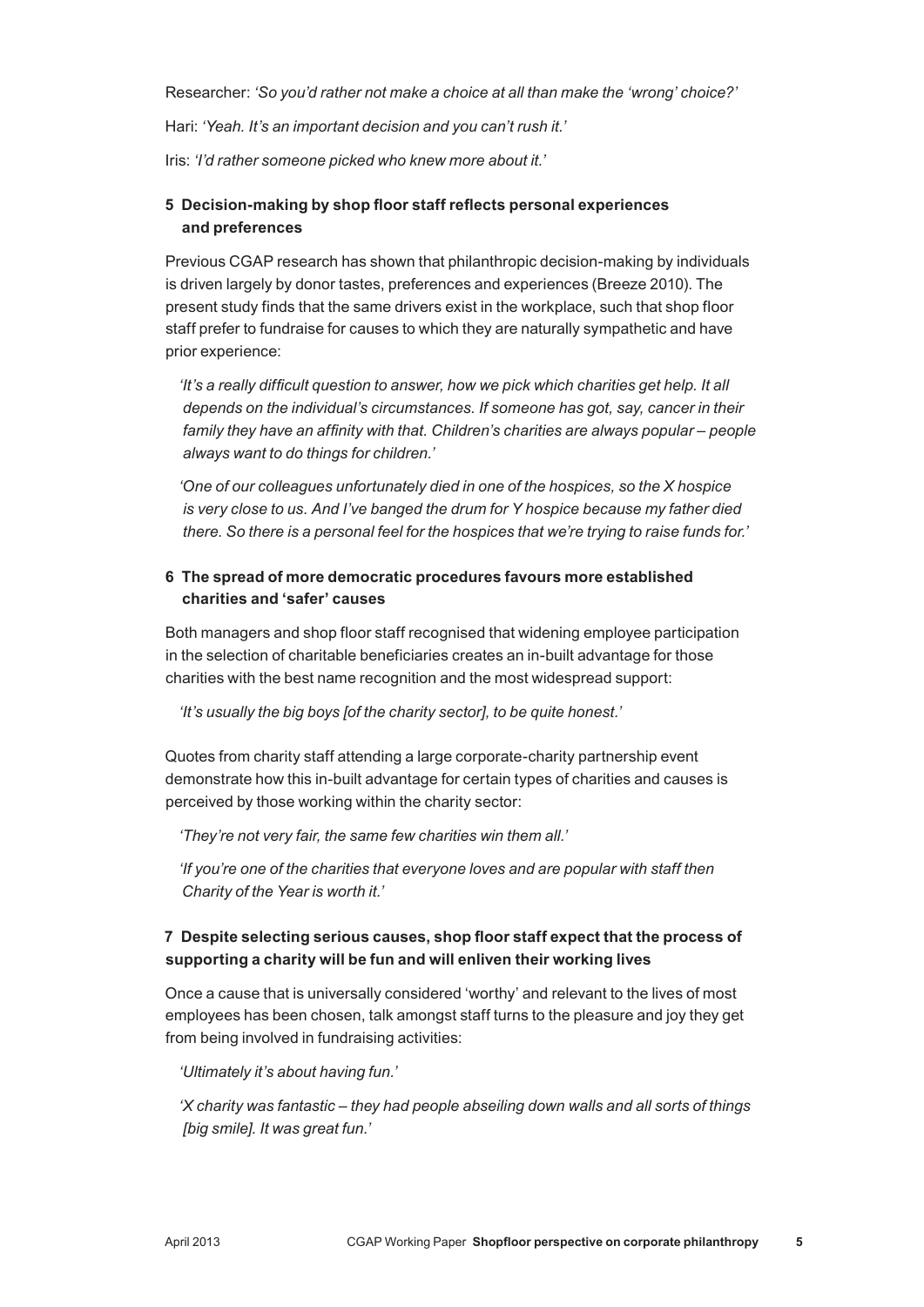Researcher: *'So you'd rather not make a choice at all than make the 'wrong' choice?'*

Hari: *'Yeah. It's an important decision and you can't rush it.'*

Iris: *'I'd rather someone picked who knew more about it.'*

### 5 Decision-making by shop floor staff reflects personal experiences and preferences

Previous CGAP research has shown that philanthropic decision-making by individuals is driven largely by donor tastes, preferences and experiences (Breeze 2010). The present study finds that the same drivers exist in the workplace, such that shop floor staff prefer to fundraise for causes to which they are naturally sympathetic and have prior experience:

> *'It's a really difficult question to answer, how we pick which charities get help. It all depends on the individual's circumstances. If someone has got, say, cancer in their family they have an affinity with that. Children's charities are always popular – people always want to do things for children.'*

> *'One of our colleagues unfortunately died in one of the hospices, so the X hospice is very close to us. And I've banged the drum for Y hospice because my father died there. So there is a personal feel for the hospices that we're trying to raise funds for.'*

### 6 The spread of more democratic procedures favours more established charities and 'safer' causes

Both managers and shop floor staff recognised that widening employee participation in the selection of charitable beneficiaries creates an in-built advantage for those charities with the best name recognition and the most widespread support:

> *'It's usually the big boys [of the charity sector], to be quite honest.'*

Quotes from charity staff attending a large corporate-charity partnership event demonstrate how this in-built advantage for certain types of charities and causes is perceived by those working within the charity sector:

> *'They're not very fair, the same few charities win them all.'*

> *'If you're one of the charities that everyone loves and are popular with staff then Charity of the Year is worth it.'*

### 7 Despite selecting serious causes, shop floor staff expect that the process of supporting a charity will be fun and will enliven their working lives

Once a cause that is universally considered 'worthy' and relevant to the lives of most employees has been chosen, talk amongst staff turns to the pleasure and joy they get from being involved in fundraising activities:

> *'Ultimately it's about having fun.'*

> *'X charity was fantastic – they had people abseiling down walls and all sorts of things [big smile]. It was great fun.'*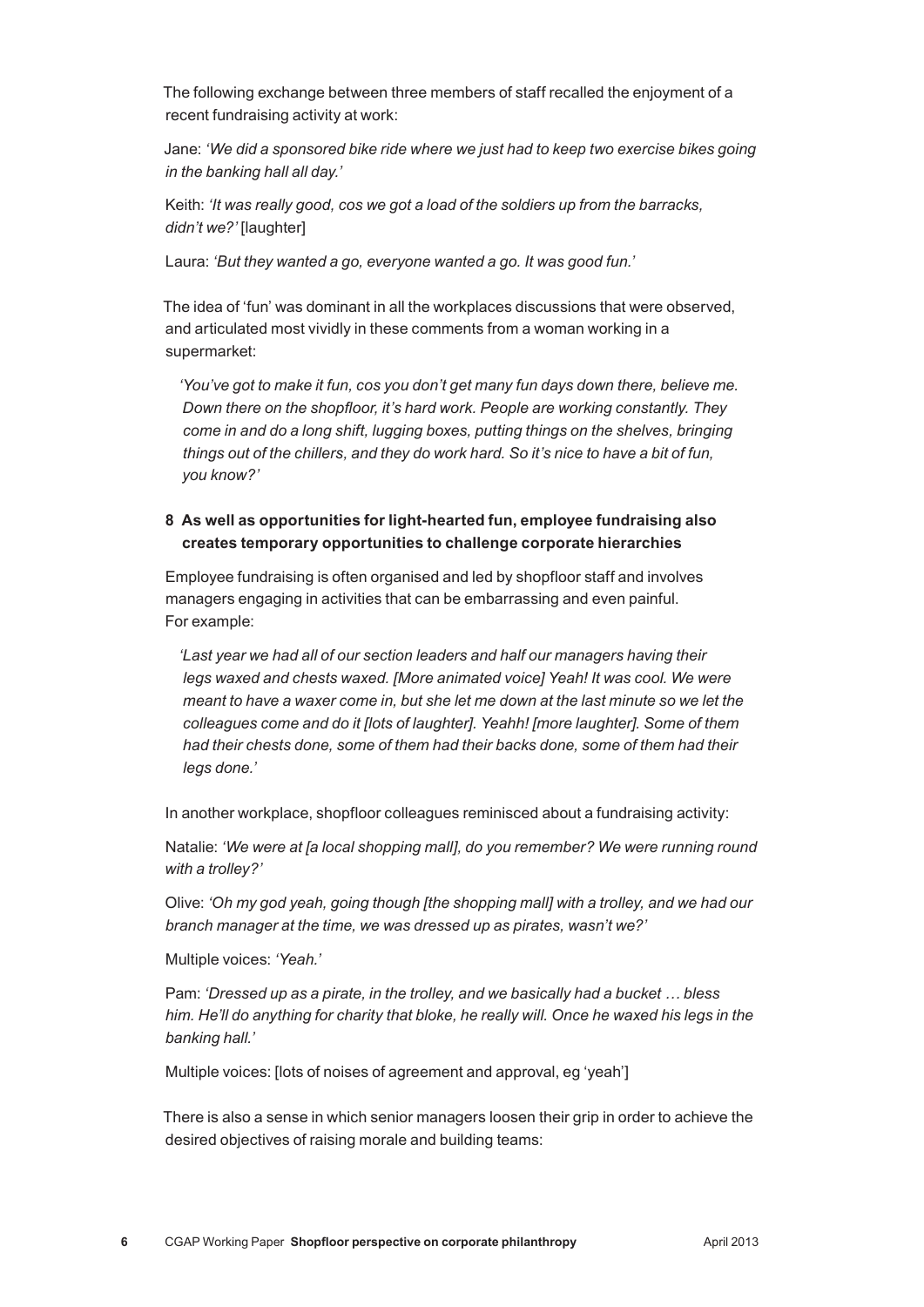The following exchange between three members of staff recalled the enjoyment of a recent fundraising activity at work:

Jane: *'We did a sponsored bike ride where we just had to keep two exercise bikes going in the banking hall all day.'*

Keith: *'It was really good, cos we got a load of the soldiers up from the barracks, didn't we?'* [laughter]

Laura: *'But they wanted a go, everyone wanted a go. It was good fun.'*

The idea of 'fun' was dominant in all the workplaces discussions that were observed, and articulated most vividly in these comments from a woman working in a supermarket:

> *'You've got to make it fun, cos you don't get many fun days down there, believe me. Down there on the shopfloor, it's hard work. People are working constantly. They come in and do a long shift, lugging boxes, putting things on the shelves, bringing things out of the chillers, and they do work hard. So it's nice to have a bit of fun, you know?'*

### 8 As well as opportunities for light-hearted fun, employee fundraising also creates temporary opportunities to challenge corporate hierarchies

Employee fundraising is often organised and led by shopfloor staff and involves managers engaging in activities that can be embarrassing and even painful. For example:

> *'Last year we had all of our section leaders and half our managers having their legs waxed and chests waxed. [More animated voice] Yeah! It was cool. We were meant to have a waxer come in, but she let me down at the last minute so we let the colleagues come and do it [lots of laughter]. Yeahh! [more laughter]. Some of them had their chests done, some of them had their backs done, some of them had their legs done.'*

In another workplace, shopfloor colleagues reminisced about a fundraising activity:

Natalie: *'We were at [a local shopping mall], do you remember? We were running round with a trolley?'*

Olive: *'Oh my god yeah, going though [the shopping mall] with a trolley, and we had our branch manager at the time, we was dressed up as pirates, wasn't we?'*

Multiple voices: *'Yeah.'*

Pam: *'Dressed up as a pirate, in the trolley, and we basically had a bucket … bless him. He'll do anything for charity that bloke, he really will. Once he waxed his legs in the banking hall.'*

Multiple voices: [lots of noises of agreement and approval, eg 'yeah']

There is also a sense in which senior managers loosen their grip in order to achieve the desired objectives of raising morale and building teams: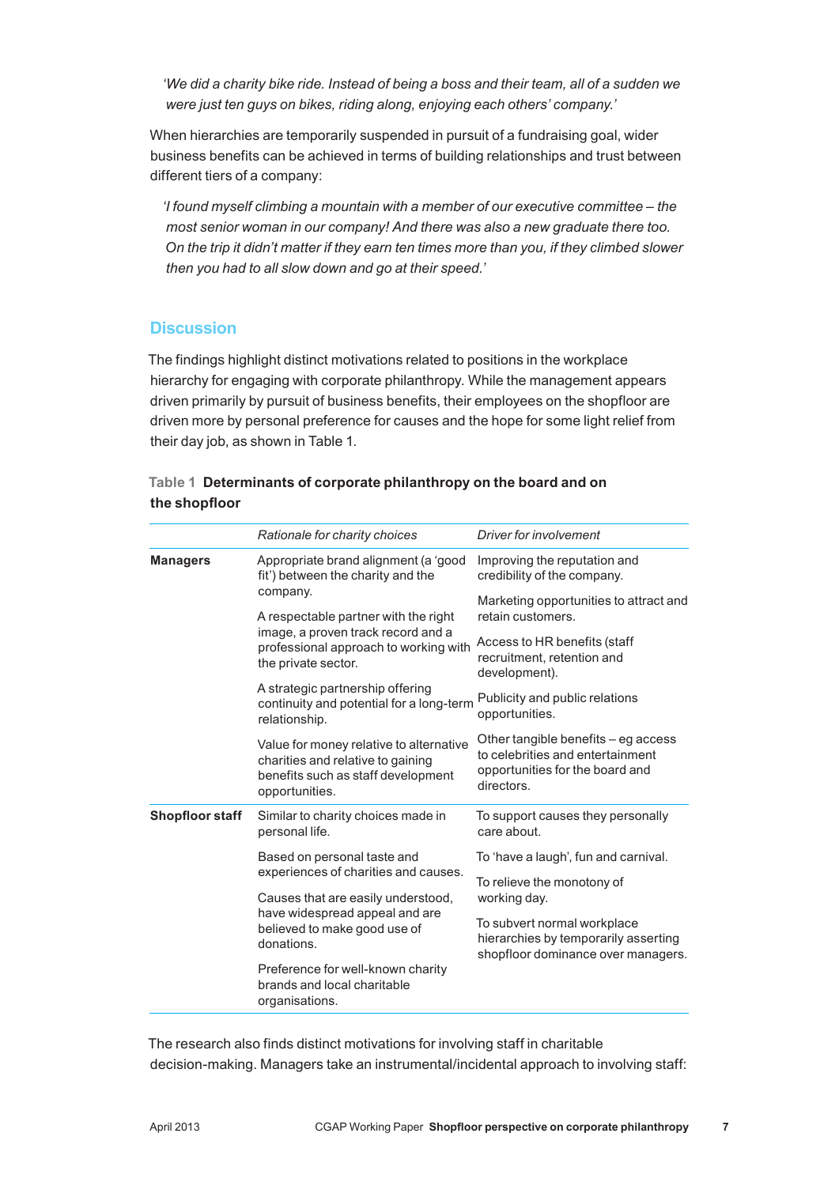*'We did a charity bike ride. Instead of being a boss and their team, all of a sudden we were just ten guys on bikes, riding along, enjoying each others' company.'*

When hierarchies are temporarily suspended in pursuit of a fundraising goal, wider business benefits can be achieved in terms of building relationships and trust between different tiers of a company:

*'I found myself climbing a mountain with a member of our executive committee – the most senior woman in our company! And there was also a new graduate there too. On the trip it didn't matter if they earn ten times more than you, if they climbed slower then you had to all slow down and go at their speed.'*

## Discussion

The findings highlight distinct motivations related to positions in the workplace hierarchy for engaging with corporate philanthropy. While the management appears driven primarily by pursuit of business benefits, their employees on the shopfloor are driven more by personal preference for causes and the hope for some light relief from their day job, as shown in Table 1.

Table 1 **Determinants of corporate philanthropy on the board and on the shopfloor**

| | *Rationale for charity choices* | *Driver for involvement* |
|---|---|---|
| **Managers** | Appropriate brand alignment (a 'good fit') between the charity and the company. | Improving the reputation and credibility of the company. |
| | A respectable partner with the right image, a proven track record and a professional approach to working with the private sector. | Marketing opportunities to attract and retain customers. |
| | A strategic partnership offering continuity and potential for a long-term relationship. | Access to HR benefits (staff recruitment, retention and development). |
| | Value for money relative to alternative charities and relative to gaining benefits such as staff development opportunities. | Publicity and public relations opportunities. |
| | | Other tangible benefits – eg access to celebrities and entertainment opportunities for the board and directors. |
| **Shopfloor staff** | Similar to charity choices made in personal life. | To support causes they personally care about. |
| | Based on personal taste and experiences of charities and causes. | To 'have a laugh', fun and carnival. |
| | Causes that are easily understood, have widespread appeal and are believed to make good use of donations. | To relieve the monotony of working day. |
| | Preference for well-known charity brands and local charitable organisations. | To subvert normal workplace hierarchies by temporarily asserting shopfloor dominance over managers. |

The research also finds distinct motivations for involving staff in charitable decision-making. Managers take an instrumental/incidental approach to involving staff: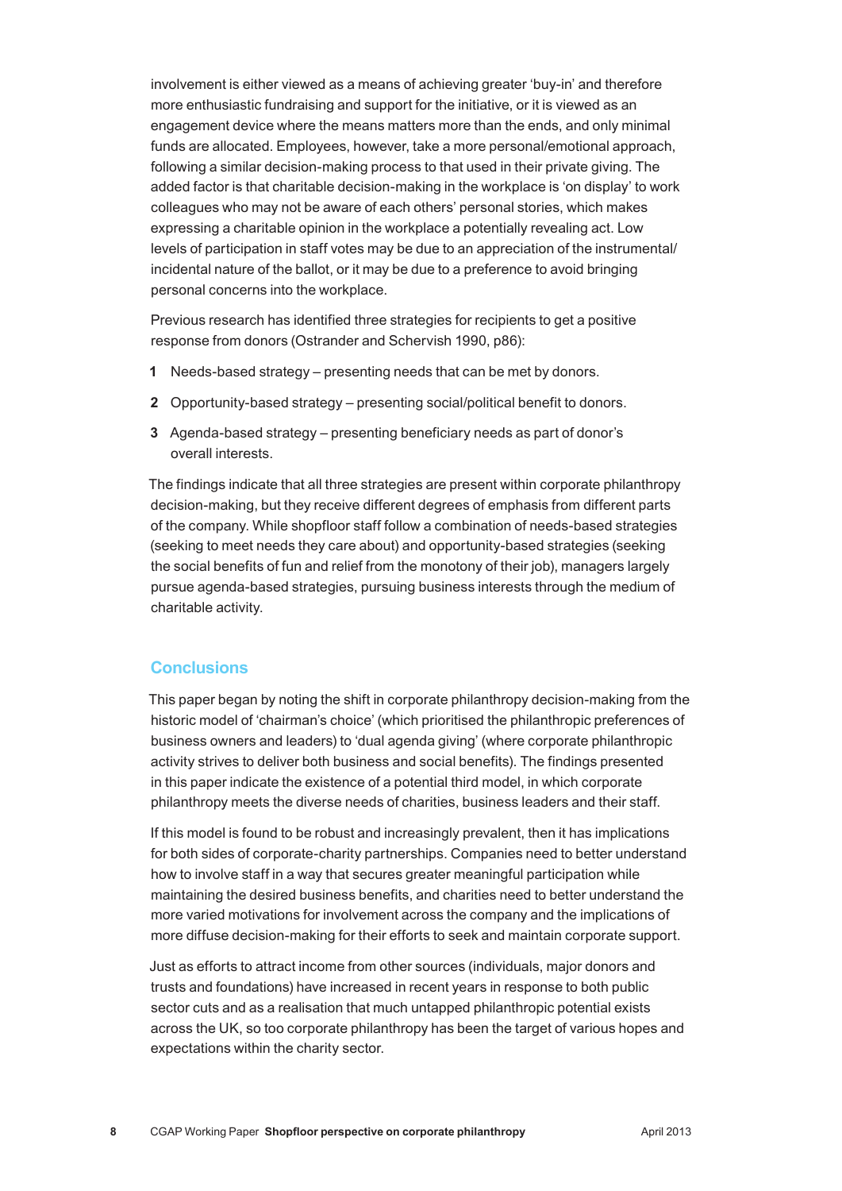involvement is either viewed as a means of achieving greater 'buy-in' and therefore more enthusiastic fundraising and support for the initiative, or it is viewed as an engagement device where the means matters more than the ends, and only minimal funds are allocated. Employees, however, take a more personal/emotional approach, following a similar decision-making process to that used in their private giving. The added factor is that charitable decision-making in the workplace is 'on display' to work colleagues who may not be aware of each others' personal stories, which makes expressing a charitable opinion in the workplace a potentially revealing act. Low levels of participation in staff votes may be due to an appreciation of the instrumental/incidental nature of the ballot, or it may be due to a preference to avoid bringing personal concerns into the workplace.

Previous research has identified three strategies for recipients to get a positive response from donors (Ostrander and Schervish 1990, p86):

1. Needs-based strategy – presenting needs that can be met by donors.
2. Opportunity-based strategy – presenting social/political benefit to donors.
3. Agenda-based strategy – presenting beneficiary needs as part of donor's overall interests.

The findings indicate that all three strategies are present within corporate philanthropy decision-making, but they receive different degrees of emphasis from different parts of the company. While shopfloor staff follow a combination of needs-based strategies (seeking to meet needs they care about) and opportunity-based strategies (seeking the social benefits of fun and relief from the monotony of their job), managers largely pursue agenda-based strategies, pursuing business interests through the medium of charitable activity.

## Conclusions

This paper began by noting the shift in corporate philanthropy decision-making from the historic model of 'chairman's choice' (which prioritised the philanthropic preferences of business owners and leaders) to 'dual agenda giving' (where corporate philanthropic activity strives to deliver both business and social benefits). The findings presented in this paper indicate the existence of a potential third model, in which corporate philanthropy meets the diverse needs of charities, business leaders and their staff.

If this model is found to be robust and increasingly prevalent, then it has implications for both sides of corporate-charity partnerships. Companies need to better understand how to involve staff in a way that secures greater meaningful participation while maintaining the desired business benefits, and charities need to better understand the more varied motivations for involvement across the company and the implications of more diffuse decision-making for their efforts to seek and maintain corporate support.

Just as efforts to attract income from other sources (individuals, major donors and trusts and foundations) have increased in recent years in response to both public sector cuts and as a realisation that much untapped philanthropic potential exists across the UK, so too corporate philanthropy has been the target of various hopes and expectations within the charity sector.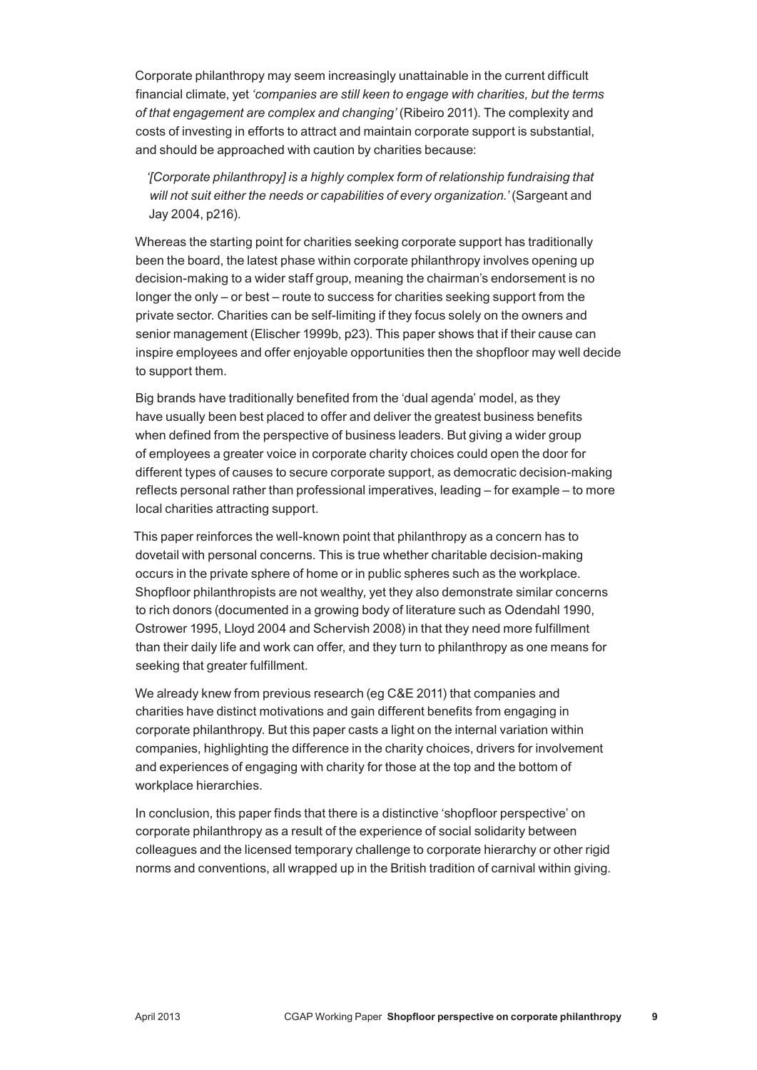Corporate philanthropy may seem increasingly unattainable in the current difficult financial climate, yet *'companies are still keen to engage with charities, but the terms of that engagement are complex and changing'* (Ribeiro 2011). The complexity and costs of investing in efforts to attract and maintain corporate support is substantial, and should be approached with caution by charities because:

> *'[Corporate philanthropy] is a highly complex form of relationship fundraising that will not suit either the needs or capabilities of every organization.'* (Sargeant and Jay 2004, p216).

Whereas the starting point for charities seeking corporate support has traditionally been the board, the latest phase within corporate philanthropy involves opening up decision-making to a wider staff group, meaning the chairman's endorsement is no longer the only – or best – route to success for charities seeking support from the private sector. Charities can be self-limiting if they focus solely on the owners and senior management (Elischer 1999b, p23). This paper shows that if their cause can inspire employees and offer enjoyable opportunities then the shopfloor may well decide to support them.

Big brands have traditionally benefited from the 'dual agenda' model, as they have usually been best placed to offer and deliver the greatest business benefits when defined from the perspective of business leaders. But giving a wider group of employees a greater voice in corporate charity choices could open the door for different types of causes to secure corporate support, as democratic decision-making reflects personal rather than professional imperatives, leading – for example – to more local charities attracting support.

This paper reinforces the well-known point that philanthropy as a concern has to dovetail with personal concerns. This is true whether charitable decision-making occurs in the private sphere of home or in public spheres such as the workplace. Shopfloor philanthropists are not wealthy, yet they also demonstrate similar concerns to rich donors (documented in a growing body of literature such as Odendahl 1990, Ostrower 1995, Lloyd 2004 and Schervish 2008) in that they need more fulfillment than their daily life and work can offer, and they turn to philanthropy as one means for seeking that greater fulfillment.

We already knew from previous research (eg C&E 2011) that companies and charities have distinct motivations and gain different benefits from engaging in corporate philanthropy. But this paper casts a light on the internal variation within companies, highlighting the difference in the charity choices, drivers for involvement and experiences of engaging with charity for those at the top and the bottom of workplace hierarchies.

In conclusion, this paper finds that there is a distinctive 'shopfloor perspective' on corporate philanthropy as a result of the experience of social solidarity between colleagues and the licensed temporary challenge to corporate hierarchy or other rigid norms and conventions, all wrapped up in the British tradition of carnival within giving.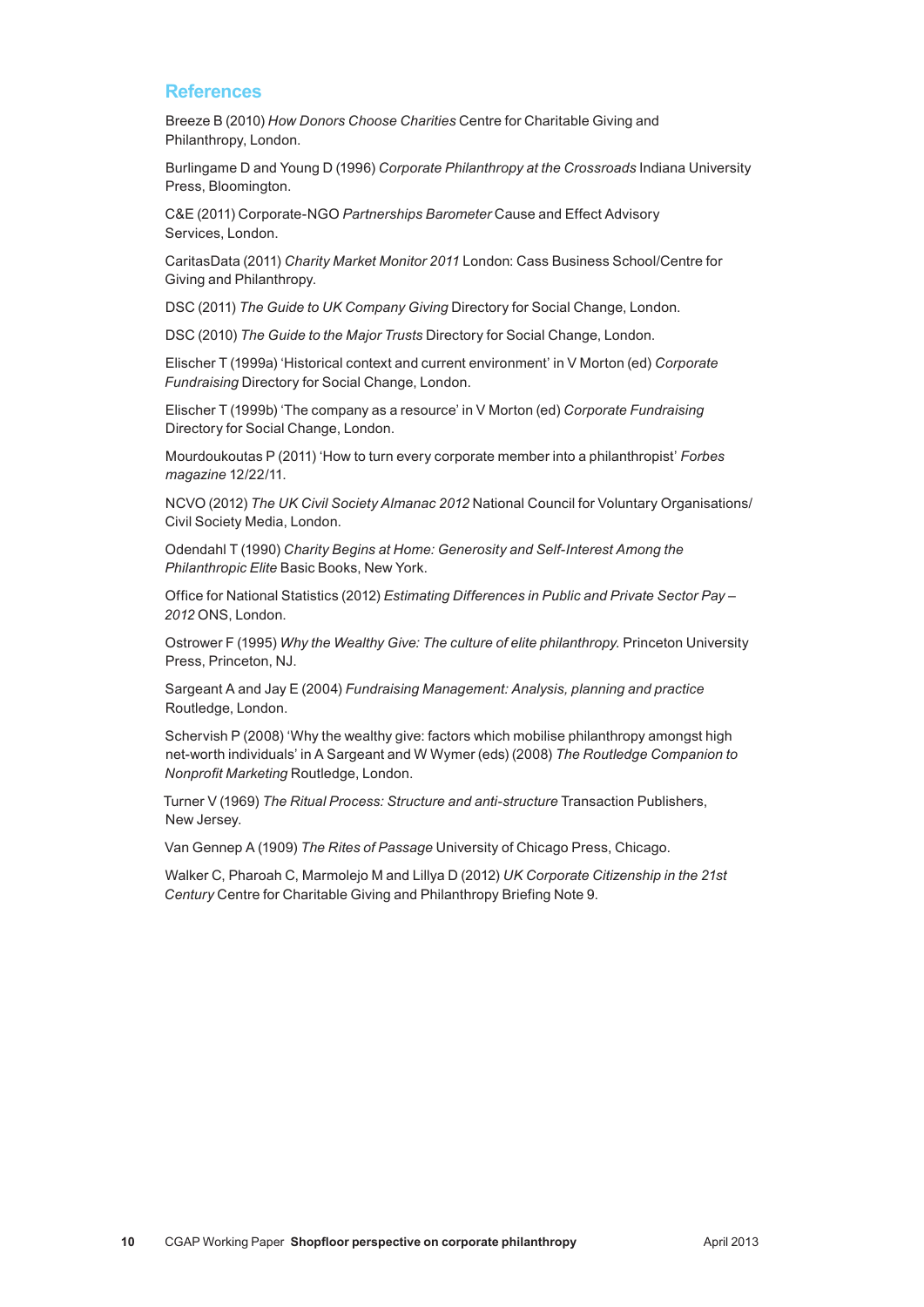## References

Breeze B (2010) *How Donors Choose Charities* Centre for Charitable Giving and Philanthropy, London.

Burlingame D and Young D (1996) *Corporate Philanthropy at the Crossroads* Indiana University Press, Bloomington.

C&E (2011) Corporate-NGO *Partnerships Barometer* Cause and Effect Advisory Services, London.

CaritasData (2011) *Charity Market Monitor 2011* London: Cass Business School/Centre for Giving and Philanthropy.

DSC (2011) *The Guide to UK Company Giving* Directory for Social Change, London.

DSC (2010) *The Guide to the Major Trusts* Directory for Social Change, London.

Elischer T (1999a) 'Historical context and current environment' in V Morton (ed) *Corporate Fundraising* Directory for Social Change, London.

Elischer T (1999b) 'The company as a resource' in V Morton (ed) *Corporate Fundraising* Directory for Social Change, London.

Mourdoukoutas P (2011) 'How to turn every corporate member into a philanthropist' *Forbes magazine* 12/22/11.

NCVO (2012) *The UK Civil Society Almanac 2012* National Council for Voluntary Organisations/ Civil Society Media, London.

Odendahl T (1990) *Charity Begins at Home: Generosity and Self-Interest Among the Philanthropic Elite* Basic Books, New York.

Office for National Statistics (2012) *Estimating Differences in Public and Private Sector Pay – 2012* ONS, London.

Ostrower F (1995) *Why the Wealthy Give: The culture of elite philanthropy.* Princeton University Press, Princeton, NJ.

Sargeant A and Jay E (2004) *Fundraising Management: Analysis, planning and practice* Routledge, London.

Schervish P (2008) 'Why the wealthy give: factors which mobilise philanthropy amongst high net-worth individuals' in A Sargeant and W Wymer (eds) (2008) *The Routledge Companion to Nonprofit Marketing* Routledge, London.

Turner V (1969) *The Ritual Process: Structure and anti-structure* Transaction Publishers, New Jersey.

Van Gennep A (1909) *The Rites of Passage* University of Chicago Press, Chicago.

Walker C, Pharoah C, Marmolejo M and Lillya D (2012) *UK Corporate Citizenship in the 21st Century* Centre for Charitable Giving and Philanthropy Briefing Note 9.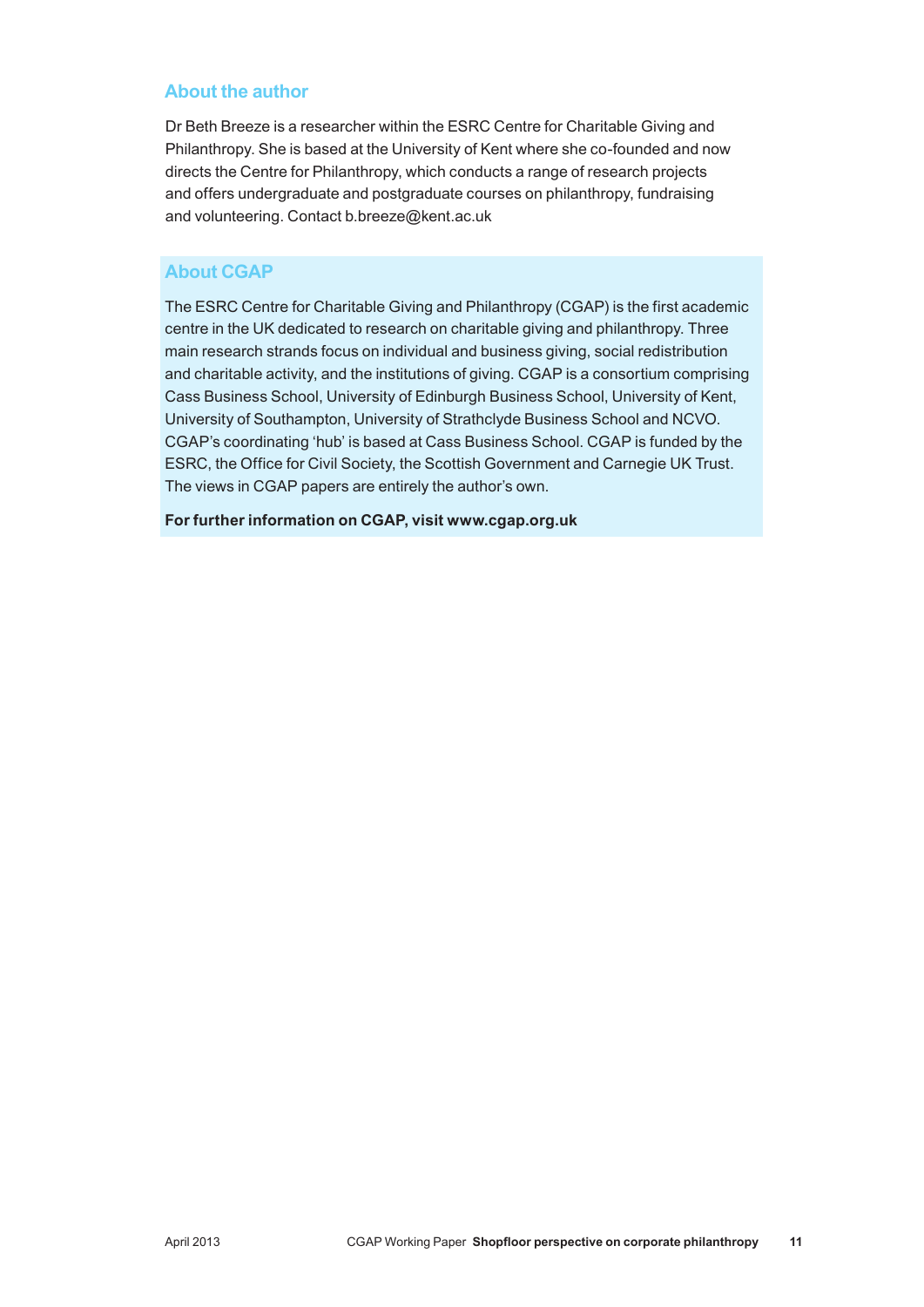## About the author

Dr Beth Breeze is a researcher within the ESRC Centre for Charitable Giving and Philanthropy. She is based at the University of Kent where she co-founded and now directs the Centre for Philanthropy, which conducts a range of research projects and offers undergraduate and postgraduate courses on philanthropy, fundraising and volunteering. Contact b.breeze@kent.ac.uk

## About CGAP

The ESRC Centre for Charitable Giving and Philanthropy (CGAP) is the first academic centre in the UK dedicated to research on charitable giving and philanthropy. Three main research strands focus on individual and business giving, social redistribution and charitable activity, and the institutions of giving. CGAP is a consortium comprising Cass Business School, University of Edinburgh Business School, University of Kent, University of Southampton, University of Strathclyde Business School and NCVO. CGAP's coordinating 'hub' is based at Cass Business School. CGAP is funded by the ESRC, the Office for Civil Society, the Scottish Government and Carnegie UK Trust. The views in CGAP papers are entirely the author's own.

**For further information on CGAP, visit www.cgap.org.uk**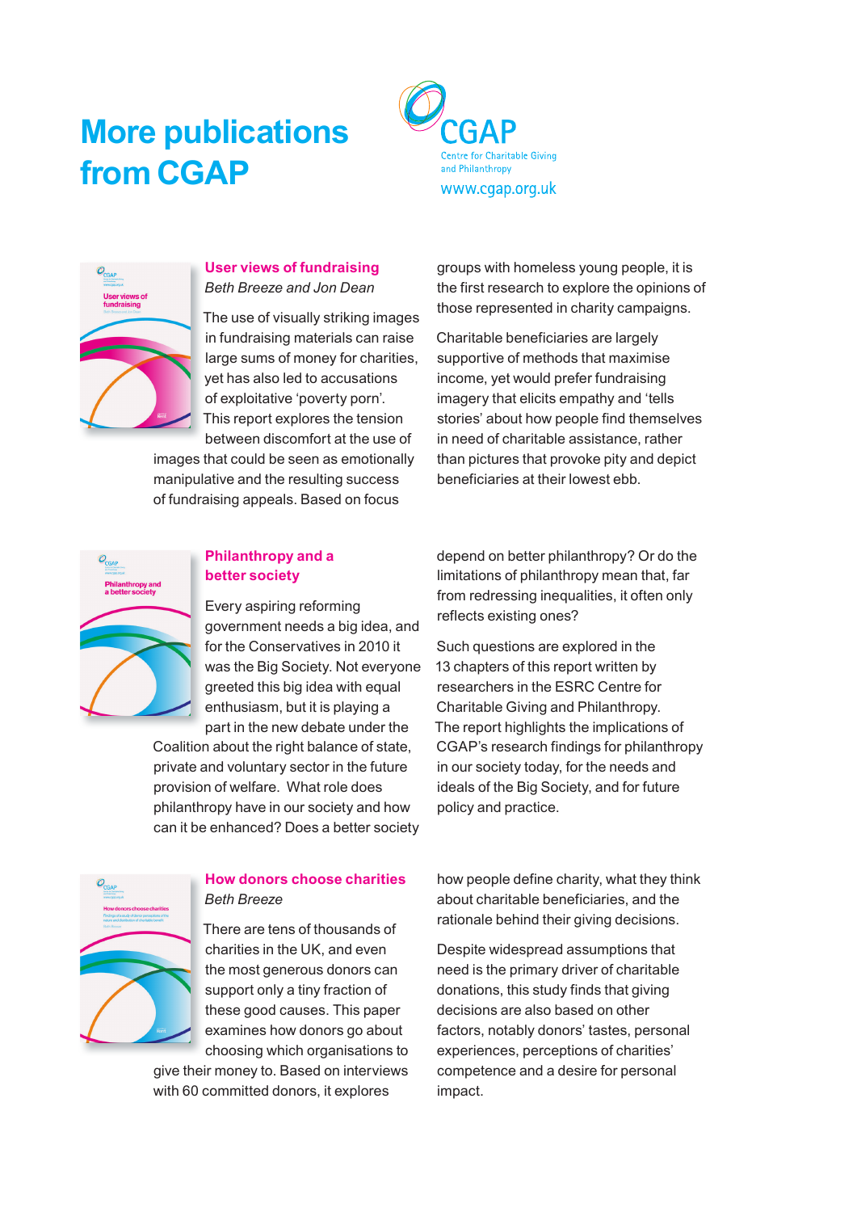# More publications from CGAP

CGAP
Centre for Charitable Giving and Philanthropy
www.cgap.org.uk

## User views of fundraising

*Beth Breeze and Jon Dean*

The use of visually striking images in fundraising materials can raise large sums of money for charities, yet has also led to accusations of exploitative 'poverty porn'. This report explores the tension between discomfort at the use of images that could be seen as emotionally manipulative and the resulting success of fundraising appeals. Based on focus groups with homeless young people, it is the first research to explore the opinions of those represented in charity campaigns.

Charitable beneficiaries are largely supportive of methods that maximise income, yet would prefer fundraising imagery that elicits empathy and 'tells stories' about how people find themselves in need of charitable assistance, rather than pictures that provoke pity and depict beneficiaries at their lowest ebb.

## Philanthropy and a better society

Every aspiring reforming government needs a big idea, and for the Conservatives in 2010 it was the Big Society. Not everyone greeted this big idea with equal enthusiasm, but it is playing a part in the new debate under the Coalition about the right balance of state, private and voluntary sector in the future provision of welfare. What role does philanthropy have in our society and how can it be enhanced? Does a better society depend on better philanthropy? Or do the limitations of philanthropy mean that, far from redressing inequalities, it often only reflects existing ones?

Such questions are explored in the 13 chapters of this report written by researchers in the ESRC Centre for Charitable Giving and Philanthropy. The report highlights the implications of CGAP's research findings for philanthropy in our society today, for the needs and ideals of the Big Society, and for future policy and practice.

## How donors choose charities

*Beth Breeze*

There are tens of thousands of charities in the UK, and even the most generous donors can support only a tiny fraction of these good causes. This paper examines how donors go about choosing which organisations to give their money to. Based on interviews with 60 committed donors, it explores how people define charity, what they think about charitable beneficiaries, and the rationale behind their giving decisions.

Despite widespread assumptions that need is the primary driver of charitable donations, this study finds that giving decisions are also based on other factors, notably donors' tastes, personal experiences, perceptions of charities' competence and a desire for personal impact.